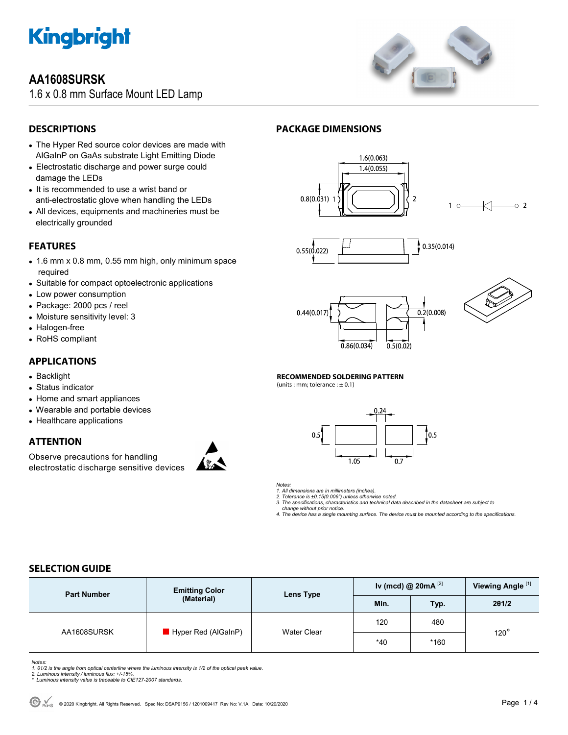# AA1608SURSK

1.6 x 0.8 mm Surface Mount LED Lamp

## DESCRIPTIONS

- The Hyper Red source color devices are made with AlGaInP on GaAs substrate Light Emitting Diode
- Electrostatic discharge and power surge could damage the LEDs
- It is recommended to use a wrist band or anti-electrostatic glove when handling the LEDs
- All devices, equipments and machineries must be electrically grounded

## FEATURES

- 1.6 mm x 0.8 mm, 0.55 mm high, only minimum space required
- Suitable for compact optoelectronic applications
- Low power consumption
- Package: 2000 pcs / reel
- Moisture sensitivity level: 3
- Halogen-free
- RoHS compliant

## APPLICATIONS

- Backlight
- Status indicator
- Home and smart appliances
- Wearable and portable devices
- Healthcare applications

## ATTENTION

Observe precautions for handling electrostatic discharge sensitive devices

## PACKAGE DIMENSIONS

1.6(0.063)
1.4(0.055)
0.8(0.031) 1 2
1 2
0.55(0.022) 0.35(0.014)
0.44(0.017) 0.2(0.008)
0.86(0.034) 0.5(0.02)

**RECOMMENDED SOLDERING PATTERN**
(units : mm; tolerance : ± 0.1)

0.24
0.5 0.5
1.05 0.7

*Notes:*
*1. All dimensions are in millimeters (inches).*
*2. Tolerance is ±0.15(0.006") unless otherwise noted.*
*3. The specifications, characteristics and technical data described in the datasheet are subject to change without prior notice.*
*4. The device has a single mounting surface. The device must be mounted according to the specifications.*

## SELECTION GUIDE

| Part Number | Emitting Color (Material) | Lens Type | Iv (mcd) @ 20mA [2] | | Viewing Angle [1] |
|---|---|---|---|---|---|
| | | | Min. | Typ. | 2θ1/2 |
| AA1608SURSK | Hyper Red (AlGaInP) | Water Clear | 120 | 480 | 120° |
| | | | *40 | *160 | |

*Notes:*
*1. θ1/2 is the angle from optical centerline where the luminous intensity is 1/2 of the optical peak value.*
*2. Luminous intensity / luminous flux: +/-15%.*
*\* Luminous intensity value is traceable to CIE127-2007 standards.*

© 2020 Kingbright. All Rights Reserved. Spec No: DSAP9156 / 1201009417 Rev No: V.1A Date: 10/20/2020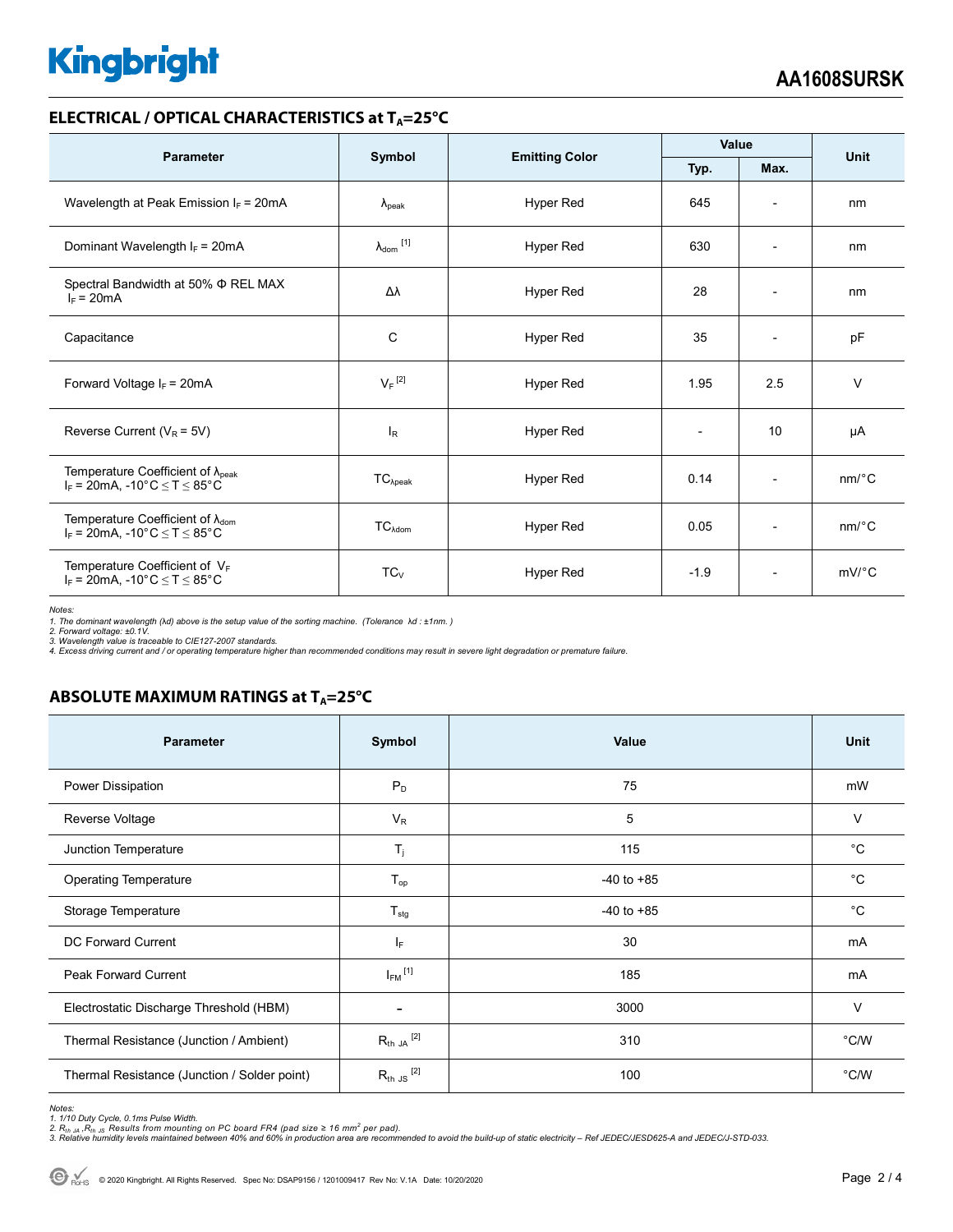## ELECTRICAL / OPTICAL CHARACTERISTICS at $T_A$=25°C

| Parameter | Symbol | Emitting Color | Value | | Unit |
|---|---|---|---|---|---|
| | | | Typ. | Max. | |
| Wavelength at Peak Emission $I_F$ = 20mA | $\lambda_{peak}$ | Hyper Red | 645 | - | nm |
| Dominant Wavelength $I_F$ = 20mA | $\lambda_{dom}$ [1] | Hyper Red | 630 | - | nm |
| Spectral Bandwidth at 50% Φ REL MAX $I_F$ = 20mA | Δλ | Hyper Red | 28 | - | nm |
| Capacitance | C | Hyper Red | 35 | - | pF |
| Forward Voltage $I_F$ = 20mA | $V_F$ [2] | Hyper Red | 1.95 | 2.5 | V |
| Reverse Current ($V_R$ = 5V) | $I_R$ | Hyper Red | - | 10 | μA |
| Temperature Coefficient of $\lambda_{peak}$ $I_F$ = 20mA, -10°C ≤ T ≤ 85°C | $TC_{\lambda peak}$ | Hyper Red | 0.14 | - | nm/°C |
| Temperature Coefficient of $\lambda_{dom}$ $I_F$ = 20mA, -10°C ≤ T ≤ 85°C | $TC_{\lambda dom}$ | Hyper Red | 0.05 | - | nm/°C |
| Temperature Coefficient of $V_F$ $I_F$ = 20mA, -10°C ≤ T ≤ 85°C | $TC_V$ | Hyper Red | -1.9 | - | mV/°C |

*Notes:*
*1. The dominant wavelength (λd) above is the setup value of the sorting machine. (Tolerance λd : ±1nm. )*
*2. Forward voltage: ±0.1V.*
*3. Wavelength value is traceable to CIE127-2007 standards.*
*4. Excess driving current and / or operating temperature higher than recommended conditions may result in severe light degradation or premature failure.*

## ABSOLUTE MAXIMUM RATINGS at $T_A$=25°C

| Parameter | Symbol | Value | Unit |
|---|---|---|---|
| Power Dissipation | $P_D$ | 75 | mW |
| Reverse Voltage | $V_R$ | 5 | V |
| Junction Temperature | $T_j$ | 115 | °C |
| Operating Temperature | $T_{op}$ | -40 to +85 | °C |
| Storage Temperature | $T_{stg}$ | -40 to +85 | °C |
| DC Forward Current | $I_F$ | 30 | mA |
| Peak Forward Current | $I_{FM}$ [1] | 185 | mA |
| Electrostatic Discharge Threshold (HBM) | - | 3000 | V |
| Thermal Resistance (Junction / Ambient) | $R_{th\ JA}$ [2] | 310 | °C/W |
| Thermal Resistance (Junction / Solder point) | $R_{th\ JS}$ [2] | 100 | °C/W |

*Notes:*
*1. 1/10 Duty Cycle, 0.1ms Pulse Width.*
*2. $R_{th\ JA}$ ,$R_{th\ JS}$ Results from mounting on PC board FR4 (pad size ≥ 16 mm$^2$ per pad).*
*3. Relative humidity levels maintained between 40% and 60% in production area are recommended to avoid the build-up of static electricity – Ref JEDEC/JESD625-A and JEDEC/J-STD-033.*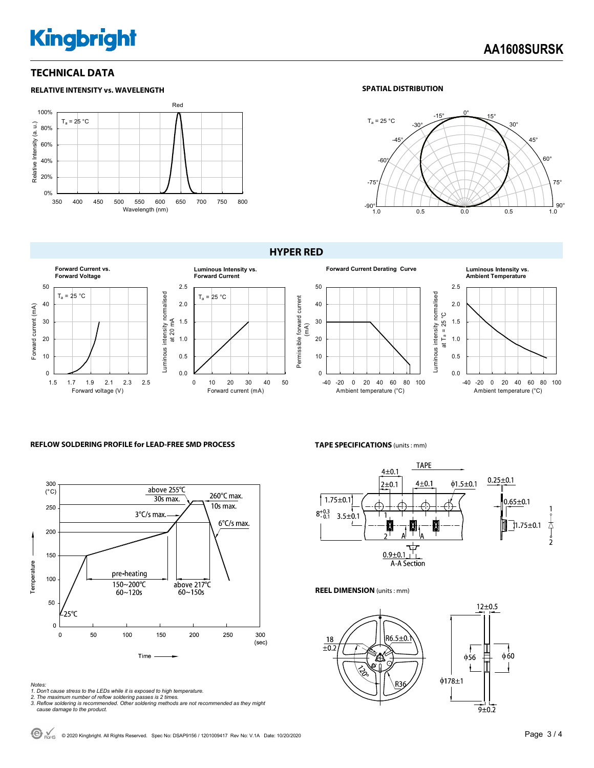## TECHNICAL DATA

### RELATIVE INTENSITY vs. WAVELENGTH

### SPATIAL DISTRIBUTION

## HYPER RED

Forward Current vs. Forward Voltage

Luminous Intensity vs. Forward Current

Forward Current Derating Curve

Luminous Intensity vs. Ambient Temperature

### REFLOW SOLDERING PROFILE for LEAD-FREE SMD PROCESS

### TAPE SPECIFICATIONS (units : mm)

### REEL DIMENSION (units : mm)

*Notes:*

*1. Don't cause stress to the LEDs while it is exposed to high temperature.*

*2. The maximum number of reflow soldering passes is 2 times.*

*3. Reflow soldering is recommended. Other soldering methods are not recommended as they might cause damage to the product.*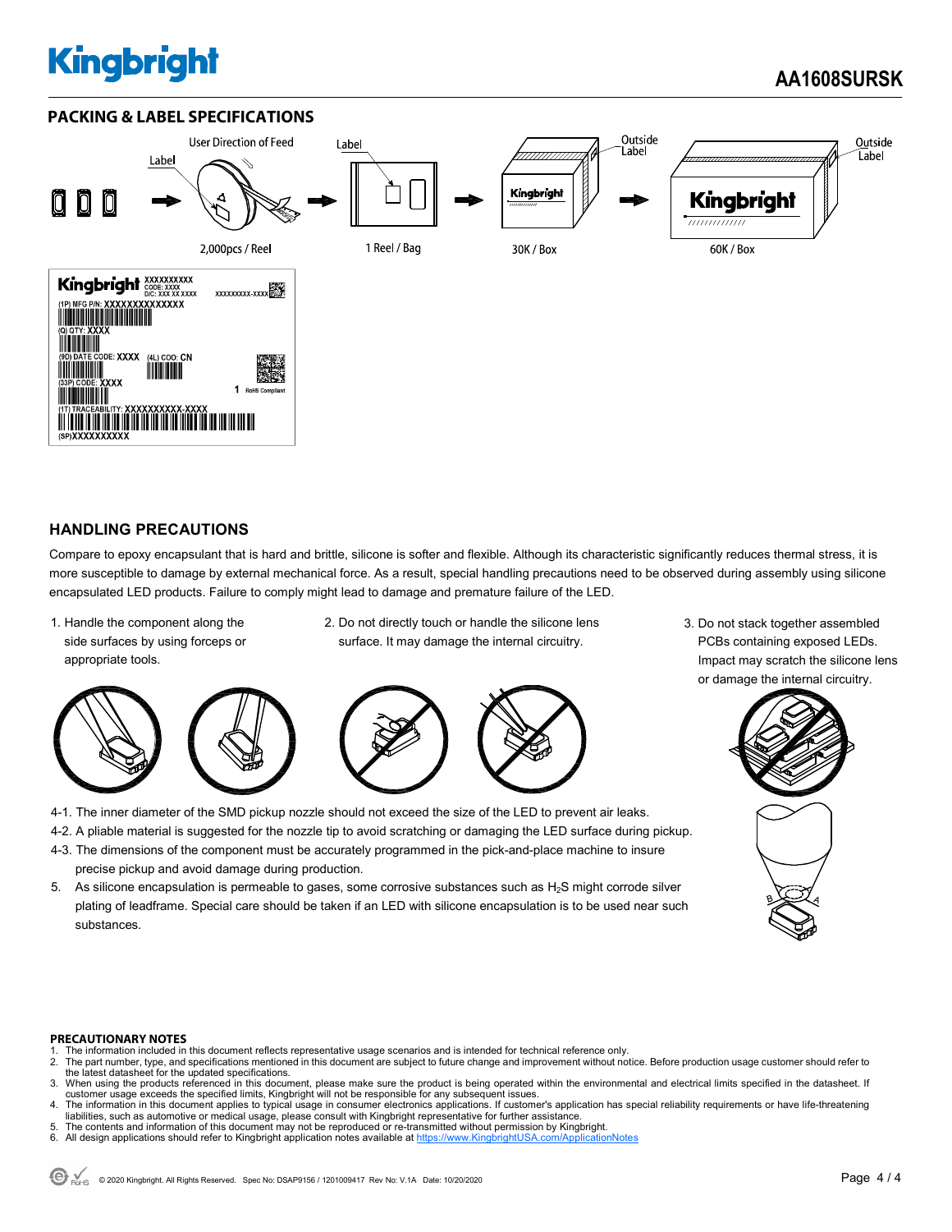## PACKING & LABEL SPECIFICATIONS

User Direction of Feed

Label

2,000pcs / Reel

Label

1 Reel / Bag

Outside Label

30K / Box

Outside Label

60K / Box

## HANDLING PRECAUTIONS

Compare to epoxy encapsulant that is hard and brittle, silicone is softer and flexible. Although its characteristic significantly reduces thermal stress, it is more susceptible to damage by external mechanical force. As a result, special handling precautions need to be observed during assembly using silicone encapsulated LED products. Failure to comply might lead to damage and premature failure of the LED.

1. Handle the component along the side surfaces by using forceps or appropriate tools.
2. Do not directly touch or handle the silicone lens surface. It may damage the internal circuitry.
3. Do not stack together assembled PCBs containing exposed LEDs. Impact may scratch the silicone lens or damage the internal circuitry.

4-1. The inner diameter of the SMD pickup nozzle should not exceed the size of the LED to prevent air leaks.

4-2. A pliable material is suggested for the nozzle tip to avoid scratching or damaging the LED surface during pickup.

4-3. The dimensions of the component must be accurately programmed in the pick-and-place machine to insure precise pickup and avoid damage during production.

5. As silicone encapsulation is permeable to gases, some corrosive substances such as $H_2S$ might corrode silver plating of leadframe. Special care should be taken if an LED with silicone encapsulation is to be used near such substances.

### PRECAUTIONARY NOTES

1. The information included in this document reflects representative usage scenarios and is intended for technical reference only.
2. The part number, type, and specifications mentioned in this document are subject to future change and improvement without notice. Before production usage customer should refer to the latest datasheet for the updated specifications.
3. When using the products referenced in this document, please make sure the product is being operated within the environmental and electrical limits specified in the datasheet. If customer usage exceeds the specified limits, Kingbright will not be responsible for any subsequent issues.
4. The information in this document applies to typical usage in consumer electronics applications. If customer's application has special reliability requirements or have life-threatening liabilities, such as automotive or medical usage, please consult with Kingbright representative for further assistance.
5. The contents and information of this document may not be reproduced or re-transmitted without permission by Kingbright.
6. All design applications should refer to Kingbright application notes available at https://www.KingbrightUSA.com/ApplicationNotes